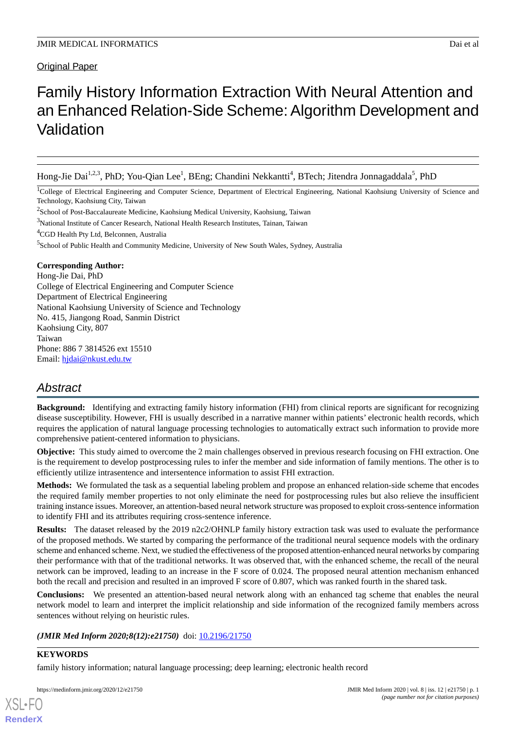Original Paper

# Family History Information Extraction With Neural Attention and an Enhanced Relation-Side Scheme: Algorithm Development and Validation

Hong-Jie Dai[1,2,3], PhD; You-Qian Lee[1], BEng; Chandini Nekkantti[4], BTech; Jitendra Jonnagaddala[5], PhD

[1]College of Electrical Engineering and Computer Science, Department of Electrical Engineering, National Kaohsiung University of Science and Technology, Kaohsiung City, Taiwan

[2]School of Post-Baccalaureate Medicine, Kaohsiung Medical University, Kaohsiung, Taiwan

[3]National Institute of Cancer Research, National Health Research Institutes, Tainan, Taiwan

[4]CGD Health Pty Ltd, Belconnen, Australia

[5]School of Public Health and Community Medicine, University of New South Wales, Sydney, Australia

**Corresponding Author:**
Hong-Jie Dai, PhD
College of Electrical Engineering and Computer Science
Department of Electrical Engineering
National Kaohsiung University of Science and Technology
No. 415, Jiangong Road, Sanmin District
Kaohsiung City, 807
Taiwan
Phone: 886 7 3814526 ext 15510
Email: hjdai@nkust.edu.tw

## Abstract

**Background:** Identifying and extracting family history information (FHI) from clinical reports are significant for recognizing disease susceptibility. However, FHI is usually described in a narrative manner within patients' electronic health records, which requires the application of natural language processing technologies to automatically extract such information to provide more comprehensive patient-centered information to physicians.

**Objective:** This study aimed to overcome the 2 main challenges observed in previous research focusing on FHI extraction. One is the requirement to develop postprocessing rules to infer the member and side information of family mentions. The other is to efficiently utilize intrasentence and intersentence information to assist FHI extraction.

**Methods:** We formulated the task as a sequential labeling problem and propose an enhanced relation-side scheme that encodes the required family member properties to not only eliminate the need for postprocessing rules but also relieve the insufficient training instance issues. Moreover, an attention-based neural network structure was proposed to exploit cross-sentence information to identify FHI and its attributes requiring cross-sentence inference.

**Results:** The dataset released by the 2019 n2c2/OHNLP family history extraction task was used to evaluate the performance of the proposed methods. We started by comparing the performance of the traditional neural sequence models with the ordinary scheme and enhanced scheme. Next, we studied the effectiveness of the proposed attention-enhanced neural networks by comparing their performance with that of the traditional networks. It was observed that, with the enhanced scheme, the recall of the neural network can be improved, leading to an increase in the F score of 0.024. The proposed neural attention mechanism enhanced both the recall and precision and resulted in an improved F score of 0.807, which was ranked fourth in the shared task.

**Conclusions:** We presented an attention-based neural network along with an enhanced tag scheme that enables the neural network model to learn and interpret the implicit relationship and side information of the recognized family members across sentences without relying on heuristic rules.

***(JMIR Med Inform 2020;8(12):e21750)*** doi: 10.2196/21750

**KEYWORDS**

family history information; natural language processing; deep learning; electronic health record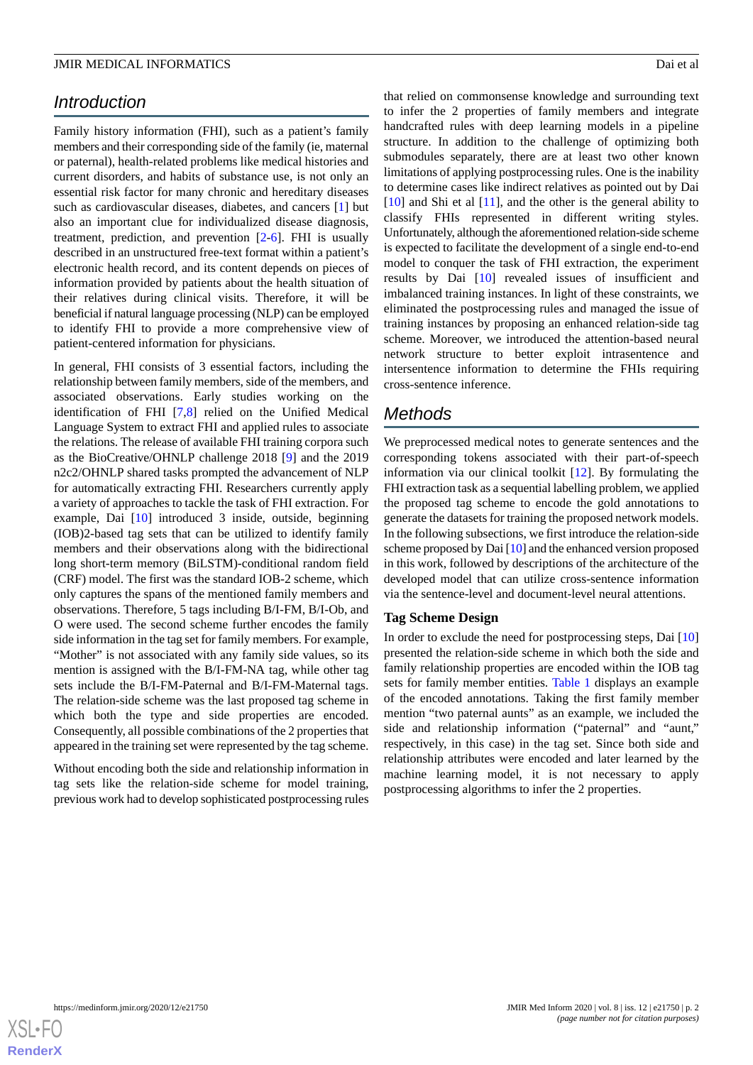## Introduction

Family history information (FHI), such as a patient's family members and their corresponding side of the family (ie, maternal or paternal), health-related problems like medical histories and current disorders, and habits of substance use, is not only an essential risk factor for many chronic and hereditary diseases such as cardiovascular diseases, diabetes, and cancers [1] but also an important clue for individualized disease diagnosis, treatment, prediction, and prevention [2-6]. FHI is usually described in an unstructured free-text format within a patient's electronic health record, and its content depends on pieces of information provided by patients about the health situation of their relatives during clinical visits. Therefore, it will be beneficial if natural language processing (NLP) can be employed to identify FHI to provide a more comprehensive view of patient-centered information for physicians.

In general, FHI consists of 3 essential factors, including the relationship between family members, side of the members, and associated observations. Early studies working on the identification of FHI [7,8] relied on the Unified Medical Language System to extract FHI and applied rules to associate the relations. The release of available FHI training corpora such as the BioCreative/OHNLP challenge 2018 [9] and the 2019 n2c2/OHNLP shared tasks prompted the advancement of NLP for automatically extracting FHI. Researchers currently apply a variety of approaches to tackle the task of FHI extraction. For example, Dai [10] introduced 3 inside, outside, beginning (IOB)2-based tag sets that can be utilized to identify family members and their observations along with the bidirectional long short-term memory (BiLSTM)-conditional random field (CRF) model. The first was the standard IOB-2 scheme, which only captures the spans of the mentioned family members and observations. Therefore, 5 tags including B/I-FM, B/I-Ob, and O were used. The second scheme further encodes the family side information in the tag set for family members. For example, "Mother" is not associated with any family side values, so its mention is assigned with the B/I-FM-NA tag, while other tag sets include the B/I-FM-Paternal and B/I-FM-Maternal tags. The relation-side scheme was the last proposed tag scheme in which both the type and side properties are encoded. Consequently, all possible combinations of the 2 properties that appeared in the training set were represented by the tag scheme.

Without encoding both the side and relationship information in tag sets like the relation-side scheme for model training, previous work had to develop sophisticated postprocessing rules that relied on commonsense knowledge and surrounding text to infer the 2 properties of family members and integrate handcrafted rules with deep learning models in a pipeline structure. In addition to the challenge of optimizing both submodules separately, there are at least two other known limitations of applying postprocessing rules. One is the inability to determine cases like indirect relatives as pointed out by Dai [10] and Shi et al [11], and the other is the general ability to classify FHIs represented in different writing styles. Unfortunately, although the aforementioned relation-side scheme is expected to facilitate the development of a single end-to-end model to conquer the task of FHI extraction, the experiment results by Dai [10] revealed issues of insufficient and imbalanced training instances. In light of these constraints, we eliminated the postprocessing rules and managed the issue of training instances by proposing an enhanced relation-side tag scheme. Moreover, we introduced the attention-based neural network structure to better exploit intrasentence and intersentence information to determine the FHIs requiring cross-sentence inference.

## Methods

We preprocessed medical notes to generate sentences and the corresponding tokens associated with their part-of-speech information via our clinical toolkit [12]. By formulating the FHI extraction task as a sequential labelling problem, we applied the proposed tag scheme to encode the gold annotations to generate the datasets for training the proposed network models. In the following subsections, we first introduce the relation-side scheme proposed by Dai [10] and the enhanced version proposed in this work, followed by descriptions of the architecture of the developed model that can utilize cross-sentence information via the sentence-level and document-level neural attentions.

### Tag Scheme Design

In order to exclude the need for postprocessing steps, Dai [10] presented the relation-side scheme in which both the side and family relationship properties are encoded within the IOB tag sets for family member entities. Table 1 displays an example of the encoded annotations. Taking the first family member mention "two paternal aunts" as an example, we included the side and relationship information ("paternal" and "aunt," respectively, in this case) in the tag set. Since both side and relationship attributes were encoded and later learned by the machine learning model, it is not necessary to apply postprocessing algorithms to infer the 2 properties.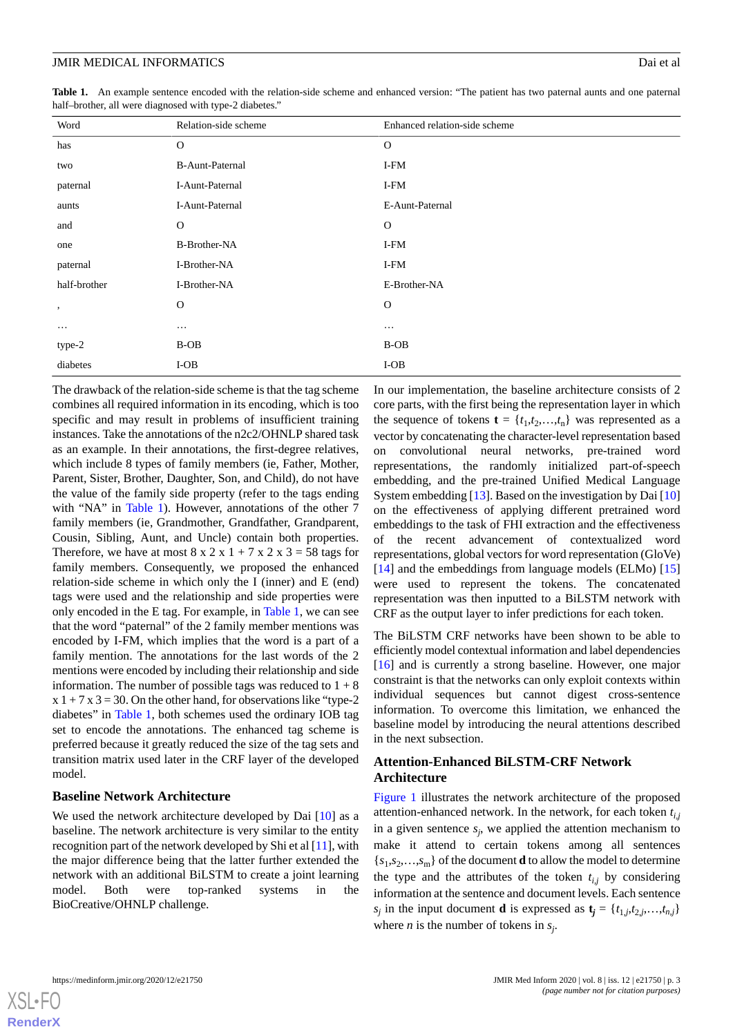**Table 1.** An example sentence encoded with the relation-side scheme and enhanced version: "The patient has two paternal aunts and one paternal half–brother, all were diagnosed with type-2 diabetes."

| Word | Relation-side scheme | Enhanced relation-side scheme |
|---|---|---|
| has | O | O |
| two | B-Aunt-Paternal | I-FM |
| paternal | I-Aunt-Paternal | I-FM |
| aunts | I-Aunt-Paternal | E-Aunt-Paternal |
| and | O | O |
| one | B-Brother-NA | I-FM |
| paternal | I-Brother-NA | I-FM |
| half-brother | I-Brother-NA | E-Brother-NA |
| , | O | O |
| … | … | … |
| type-2 | B-OB | B-OB |
| diabetes | I-OB | I-OB |

The drawback of the relation-side scheme is that the tag scheme combines all required information in its encoding, which is too specific and may result in problems of insufficient training instances. Take the annotations of the n2c2/OHNLP shared task as an example. In their annotations, the first-degree relatives, which include 8 types of family members (ie, Father, Mother, Parent, Sister, Brother, Daughter, Son, and Child), do not have the value of the family side property (refer to the tags ending with "NA" in Table 1). However, annotations of the other 7 family members (ie, Grandmother, Grandfather, Grandparent, Cousin, Sibling, Aunt, and Uncle) contain both properties. Therefore, we have at most 8 x 2 x 1 + 7 x 2 x 3 = 58 tags for family members. Consequently, we proposed the enhanced relation-side scheme in which only the I (inner) and E (end) tags were used and the relationship and side properties were only encoded in the E tag. For example, in Table 1, we can see that the word "paternal" of the 2 family member mentions was encoded by I-FM, which implies that the word is a part of a family mention. The annotations for the last words of the 2 mentions were encoded by including their relationship and side information. The number of possible tags was reduced to 1 + 8 x 1 + 7 x 3 = 30. On the other hand, for observations like "type-2 diabetes" in Table 1, both schemes used the ordinary IOB tag set to encode the annotations. The enhanced tag scheme is preferred because it greatly reduced the size of the tag sets and transition matrix used later in the CRF layer of the developed model.

### Baseline Network Architecture

We used the network architecture developed by Dai [10] as a baseline. The network architecture is very similar to the entity recognition part of the network developed by Shi et al [11], with the major difference being that the latter further extended the network with an additional BiLSTM to create a joint learning model. Both were top-ranked systems in the BioCreative/OHNLP challenge.

In our implementation, the baseline architecture consists of 2 core parts, with the first being the representation layer in which the sequence of tokens $\mathbf{t} = \{t_1, t_2, \ldots, t_n\}$ was represented as a vector by concatenating the character-level representation based on convolutional neural networks, pre-trained word representations, the randomly initialized part-of-speech embedding, and the pre-trained Unified Medical Language System embedding [13]. Based on the investigation by Dai [10] on the effectiveness of applying different pretrained word embeddings to the task of FHI extraction and the effectiveness of the recent advancement of contextualized word representations, global vectors for word representation (GloVe) [14] and the embeddings from language models (ELMo) [15] were used to represent the tokens. The concatenated representation was then inputted to a BiLSTM network with CRF as the output layer to infer predictions for each token.

The BiLSTM CRF networks have been shown to be able to efficiently model contextual information and label dependencies [16] and is currently a strong baseline. However, one major constraint is that the networks can only exploit contexts within individual sequences but cannot digest cross-sentence information. To overcome this limitation, we enhanced the baseline model by introducing the neural attentions described in the next subsection.

### Attention-Enhanced BiLSTM-CRF Network Architecture

Figure 1 illustrates the network architecture of the proposed attention-enhanced network. In the network, for each token $t_{i,j}$ in a given sentence $s_j$, we applied the attention mechanism to make it attend to certain tokens among all sentences $\{s_1, s_2, \ldots, s_m\}$ of the document **d** to allow the model to determine the type and the attributes of the token $t_{i,j}$ by considering information at the sentence and document levels. Each sentence $s_j$ in the input document **d** is expressed as $\mathbf{t_j} = \{t_{1,j}, t_{2,j}, \ldots, t_{n,j}\}$ where $n$ is the number of tokens in $s_j$.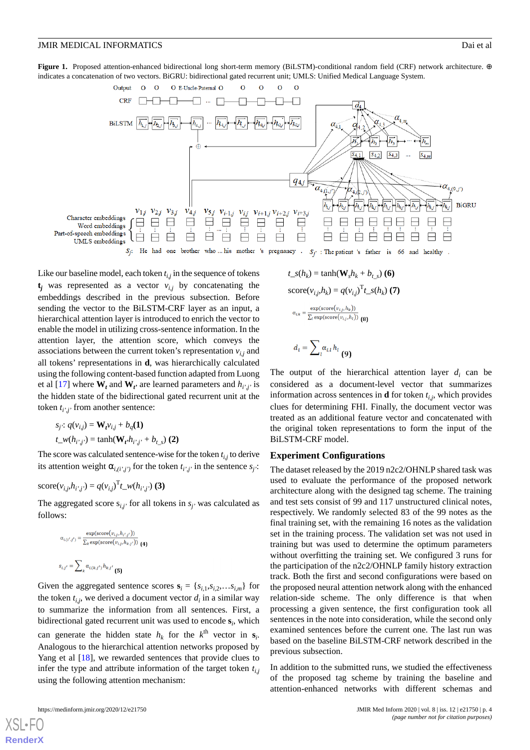**Figure 1.** Proposed attention-enhanced bidirectional long short-term memory (BiLSTM)-conditional random field (CRF) network architecture. ⊕ indicates a concatenation of two vectors. BiGRU: bidirectional gated recurrent unit; UMLS: Unified Medical Language System.

Like our baseline model, each token $t_{i,j}$ in the sequence of tokens $\mathbf{t_j}$ was represented as a vector $v_{i,j}$ by concatenating the embeddings described in the previous subsection. Before sending the vector to the BiLSTM-CRF layer as an input, a hierarchical attention layer is introduced to enrich the vector to enable the model in utilizing cross-sentence information. In the attention layer, the attention score, which conveys the associations between the current token's representation $v_{i,j}$ and all tokens' representations in $\mathbf{d}$, was hierarchically calculated using the following content-based function adapted from Luong et al [17] where $\mathbf{W_t}$ and $\mathbf{W_{t'}}$ are learned parameters and $h_{i',j'}$ is the hidden state of the bidirectional gated recurrent unit at the token $t_{i',j'}$ from another sentence:

$$s_{j'}: q(v_{i,j}) = \mathbf{W_t} v_{i,j} + b_q \quad (1)$$

$$t\_w(h_{i',j'}) = \tanh(\mathbf{W_{t'}} h_{i',j'} + b_{t\_s}) \quad (2)$$

The score was calculated sentence-wise for the token $t_{i,j}$ to derive its attention weight $\alpha_{i,(i',j')}$ for the token $t_{i',j'}$ in the sentence $s_{j'}$:

$$\text{score}(v_{i,j},h_{i',j'}) = q(v_{i,j})^{\mathrm{T}} t\_w(h_{i',j'}) \quad (3)$$

The aggregated score $s_{i,j'}$ for all tokens in $s_{j'}$ was calculated as follows:

$$\alpha_{i,(i',j')} = \frac{\exp(\text{score}(v_{i,j},h_{i',j'}))}{\sum_k \exp(\text{score}(v_{i,j},h_{k,j'}))} \quad (4)$$

$$s_{i,j'} = \sum_k \alpha_{i,(k,j')} h_{k,j'} \quad (5)$$

Given the aggregated sentence scores $\mathbf{s}_i = \{s_{i,1}, s_{i,2}, \ldots s_{i,m}\}$ for the token $t_{i,j}$, we derived a document vector $d_i$ in a similar way to summarize the information from all sentences. First, a bidirectional gated recurrent unit was used to encode $\mathbf{s}_i$, which can generate the hidden state $h_k$ for the $k^{\text{th}}$ vector in $\mathbf{s}_i$. Analogous to the hierarchical attention networks proposed by Yang et al [18], we rewarded sentences that provide clues to infer the type and attribute information of the target token $t_{i,j}$ using the following attention mechanism:

$$t\_s(h_k) = \tanh(\mathbf{W}_s h_k + b_{t\_s}) \quad (6)$$

$$\text{score}(v_{i,j},h_k) = q(v_{i,j})^{\mathrm{T}} t\_s(h_k) \quad (7)$$

$$\alpha_{i,k} = \frac{\exp(\text{score}(v_{i,j},h_k))}{\sum_l \exp(\text{score}(v_{i,j},h_l))} \quad (8)$$

$$d_i = \sum_l \alpha_{i,l} h_l \quad (9)$$

The output of the hierarchical attention layer $d_i$ can be considered as a document-level vector that summarizes information across sentences in $\mathbf{d}$ for token $t_{i,j}$, which provides clues for determining FHI. Finally, the document vector was treated as an additional feature vector and concatenated with the original token representations to form the input of the BiLSTM-CRF model.

## Experiment Configurations

The dataset released by the 2019 n2c2/OHNLP shared task was used to evaluate the performance of the proposed network architecture along with the designed tag scheme. The training and test sets consist of 99 and 117 unstructured clinical notes, respectively. We randomly selected 83 of the 99 notes as the final training set, with the remaining 16 notes as the validation set in the training process. The validation set was not used in training but was used to determine the optimum parameters without overfitting the training set. We configured 3 runs for the participation of the n2c2/OHNLP family history extraction track. Both the first and second configurations were based on the proposed neural attention network along with the enhanced relation-side scheme. The only difference is that when processing a given sentence, the first configuration took all sentences in the note into consideration, while the second only examined sentences before the current one. The last run was based on the baseline BiLSTM-CRF network described in the previous subsection.

In addition to the submitted runs, we studied the effectiveness of the proposed tag scheme by training the baseline and attention-enhanced networks with different schemas and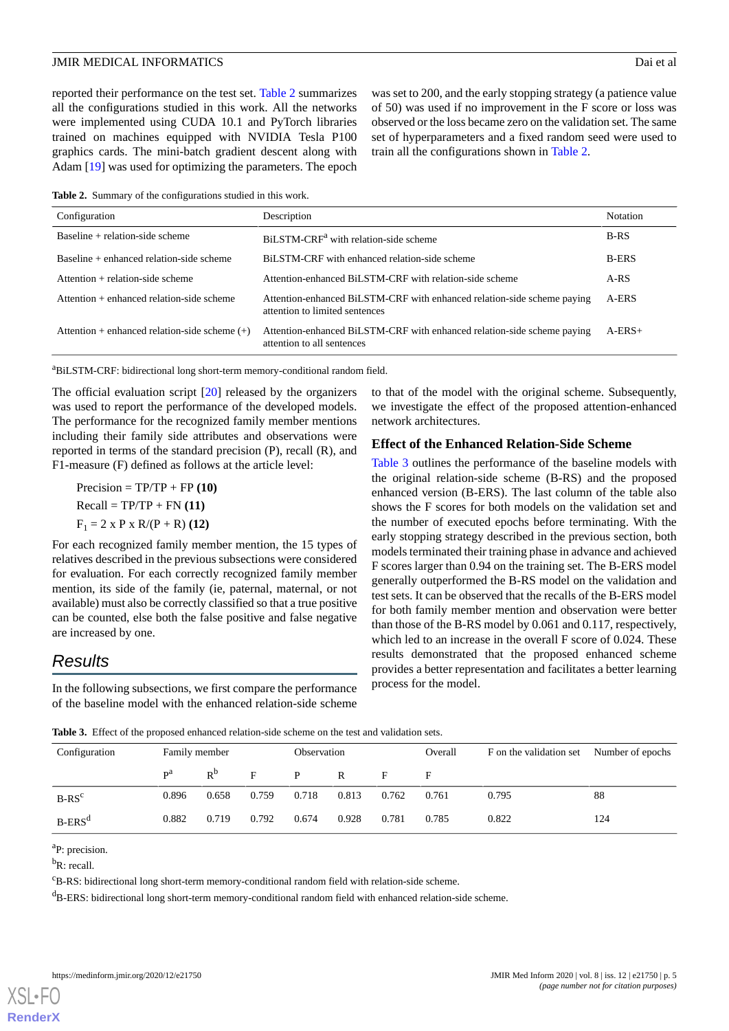reported their performance on the test set. Table 2 summarizes all the configurations studied in this work. All the networks were implemented using CUDA 10.1 and PyTorch libraries trained on machines equipped with NVIDIA Tesla P100 graphics cards. The mini-batch gradient descent along with Adam [19] was used for optimizing the parameters. The epoch was set to 200, and the early stopping strategy (a patience value of 50) was used if no improvement in the F score or loss was observed or the loss became zero on the validation set. The same set of hyperparameters and a fixed random seed were used to train all the configurations shown in Table 2.

**Table 2.** Summary of the configurations studied in this work.

| Configuration | Description | Notation |
|---|---|---|
| Baseline + relation-side scheme | BiLSTM-CRF[a] with relation-side scheme | B-RS |
| Baseline + enhanced relation-side scheme | BiLSTM-CRF with enhanced relation-side scheme | B-ERS |
| Attention + relation-side scheme | Attention-enhanced BiLSTM-CRF with relation-side scheme | A-RS |
| Attention + enhanced relation-side scheme | Attention-enhanced BiLSTM-CRF with enhanced relation-side scheme paying attention to limited sentences | A-ERS |
| Attention + enhanced relation-side scheme (+) | Attention-enhanced BiLSTM-CRF with enhanced relation-side scheme paying attention to all sentences | A-ERS+ |

[a]BiLSTM-CRF: bidirectional long short-term memory-conditional random field.

The official evaluation script [20] released by the organizers was used to report the performance of the developed models. The performance for the recognized family member mentions including their family side attributes and observations were reported in terms of the standard precision (P), recall (R), and F1-measure (F) defined as follows at the article level:

Precision = TP/TP + FP **(10)**

Recall = TP/TP + FN **(11)**

$F_1 = 2 \times P \times R/(P + R)$ **(12)**

For each recognized family member mention, the 15 types of relatives described in the previous subsections were considered for evaluation. For each correctly recognized family member mention, its side of the family (ie, paternal, maternal, or not available) must also be correctly classified so that a true positive can be counted, else both the false positive and false negative are increased by one.

## Results

In the following subsections, we first compare the performance of the baseline model with the enhanced relation-side scheme to that of the model with the original scheme. Subsequently, we investigate the effect of the proposed attention-enhanced network architectures.

### Effect of the Enhanced Relation-Side Scheme

Table 3 outlines the performance of the baseline models with the original relation-side scheme (B-RS) and the proposed enhanced version (B-ERS). The last column of the table also shows the F scores for both models on the validation set and the number of executed epochs before terminating. With the early stopping strategy described in the previous section, both models terminated their training phase in advance and achieved F scores larger than 0.94 on the training set. The B-ERS model generally outperformed the B-RS model on the validation and test sets. It can be observed that the recalls of the B-ERS model for both family member mention and observation were better than those of the B-RS model by 0.061 and 0.117, respectively, which led to an increase in the overall F score of 0.024. These results demonstrated that the proposed enhanced scheme provides a better representation and facilitates a better learning process for the model.

**Table 3.** Effect of the proposed enhanced relation-side scheme on the test and validation sets.

| Configuration | Family member | | | Observation | | | Overall | F on the validation set | Number of epochs |
|---|---|---|---|---|---|---|---|---|---|
| | P[a] | R[b] | F | P | R | F | F | | |
| B-RS[c] | 0.896 | 0.658 | 0.759 | 0.718 | 0.813 | 0.762 | 0.761 | 0.795 | 88 |
| B-ERS[d] | 0.882 | 0.719 | 0.792 | 0.674 | 0.928 | 0.781 | 0.785 | 0.822 | 124 |

[a]P: precision.

[b]R: recall.

[c]B-RS: bidirectional long short-term memory-conditional random field with relation-side scheme.

[d]B-ERS: bidirectional long short-term memory-conditional random field with enhanced relation-side scheme.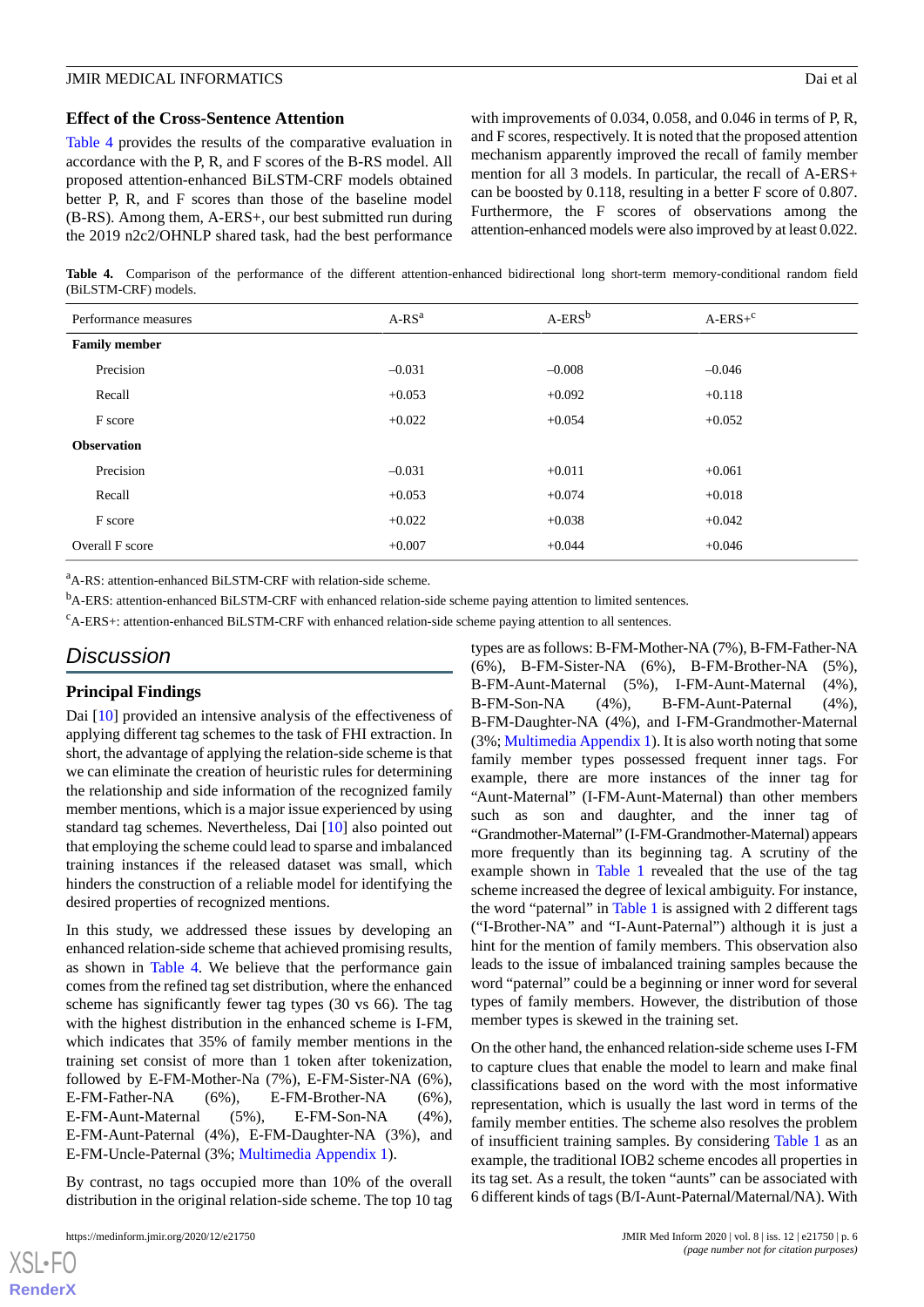### Effect of the Cross-Sentence Attention

Table 4 provides the results of the comparative evaluation in accordance with the P, R, and F scores of the B-RS model. All proposed attention-enhanced BiLSTM-CRF models obtained better P, R, and F scores than those of the baseline model (B-RS). Among them, A-ERS+, our best submitted run during the 2019 n2c2/OHNLP shared task, had the best performance with improvements of 0.034, 0.058, and 0.046 in terms of P, R, and F scores, respectively. It is noted that the proposed attention mechanism apparently improved the recall of family member mention for all 3 models. In particular, the recall of A-ERS+ can be boosted by 0.118, resulting in a better F score of 0.807. Furthermore, the F scores of observations among the attention-enhanced models were also improved by at least 0.022.

**Table 4.** Comparison of the performance of the different attention-enhanced bidirectional long short-term memory-conditional random field (BiLSTM-CRF) models.

| Performance measures | A-RS[a] | A-ERS[b] | A-ERS+[c] |
|---|---|---|---|
| **Family member** | | | |
| Precision | –0.031 | –0.008 | –0.046 |
| Recall | +0.053 | +0.092 | +0.118 |
| F score | +0.022 | +0.054 | +0.052 |
| **Observation** | | | |
| Precision | –0.031 | +0.011 | +0.061 |
| Recall | +0.053 | +0.074 | +0.018 |
| F score | +0.022 | +0.038 | +0.042 |
| Overall F score | +0.007 | +0.044 | +0.046 |

[a]A-RS: attention-enhanced BiLSTM-CRF with relation-side scheme.

[b]A-ERS: attention-enhanced BiLSTM-CRF with enhanced relation-side scheme paying attention to limited sentences.

[c]A-ERS+: attention-enhanced BiLSTM-CRF with enhanced relation-side scheme paying attention to all sentences.

## Discussion

### Principal Findings

Dai [10] provided an intensive analysis of the effectiveness of applying different tag schemes to the task of FHI extraction. In short, the advantage of applying the relation-side scheme is that we can eliminate the creation of heuristic rules for determining the relationship and side information of the recognized family member mentions, which is a major issue experienced by using standard tag schemes. Nevertheless, Dai [10] also pointed out that employing the scheme could lead to sparse and imbalanced training instances if the released dataset was small, which hinders the construction of a reliable model for identifying the desired properties of recognized mentions.

In this study, we addressed these issues by developing an enhanced relation-side scheme that achieved promising results, as shown in Table 4. We believe that the performance gain comes from the refined tag set distribution, where the enhanced scheme has significantly fewer tag types (30 vs 66). The tag with the highest distribution in the enhanced scheme is I-FM, which indicates that 35% of family member mentions in the training set consist of more than 1 token after tokenization, followed by E-FM-Mother-Na (7%), E-FM-Sister-NA (6%), E-FM-Father-NA (6%), E-FM-Brother-NA (6%), E-FM-Aunt-Maternal (5%), E-FM-Son-NA (4%), E-FM-Aunt-Paternal (4%), E-FM-Daughter-NA (3%), and E-FM-Uncle-Paternal (3%; Multimedia Appendix 1).

By contrast, no tags occupied more than 10% of the overall distribution in the original relation-side scheme. The top 10 tag types are as follows: B-FM-Mother-NA (7%), B-FM-Father-NA (6%), B-FM-Sister-NA (6%), B-FM-Brother-NA (5%), B-FM-Aunt-Maternal (5%), I-FM-Aunt-Maternal (4%), B-FM-Son-NA (4%), B-FM-Aunt-Paternal (4%), B-FM-Daughter-NA (4%), and I-FM-Grandmother-Maternal (3%; Multimedia Appendix 1). It is also worth noting that some family member types possessed frequent inner tags. For example, there are more instances of the inner tag for "Aunt-Maternal" (I-FM-Aunt-Maternal) than other members such as son and daughter, and the inner tag of "Grandmother-Maternal" (I-FM-Grandmother-Maternal) appears more frequently than its beginning tag. A scrutiny of the example shown in Table 1 revealed that the use of the tag scheme increased the degree of lexical ambiguity. For instance, the word "paternal" in Table 1 is assigned with 2 different tags ("I-Brother-NA" and "I-Aunt-Paternal") although it is just a hint for the mention of family members. This observation also leads to the issue of imbalanced training samples because the word "paternal" could be a beginning or inner word for several types of family members. However, the distribution of those member types is skewed in the training set.

On the other hand, the enhanced relation-side scheme uses I-FM to capture clues that enable the model to learn and make final classifications based on the word with the most informative representation, which is usually the last word in terms of the family member entities. The scheme also resolves the problem of insufficient training samples. By considering Table 1 as an example, the traditional IOB2 scheme encodes all properties in its tag set. As a result, the token "aunts" can be associated with 6 different kinds of tags (B/I-Aunt-Paternal/Maternal/NA). With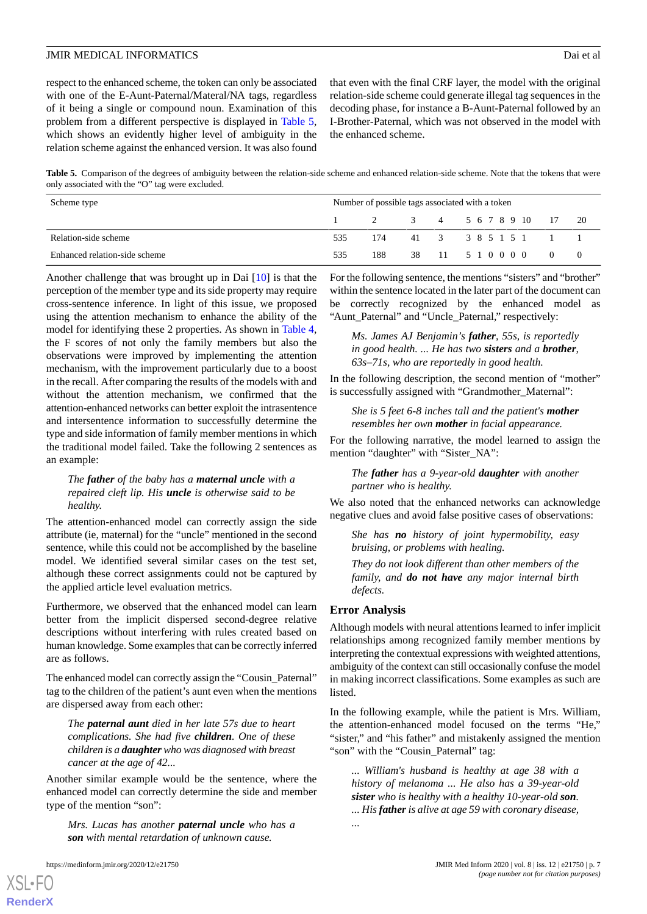respect to the enhanced scheme, the token can only be associated with one of the E-Aunt-Paternal/Materal/NA tags, regardless of it being a single or compound noun. Examination of this problem from a different perspective is displayed in Table 5, which shows an evidently higher level of ambiguity in the relation scheme against the enhanced version. It was also found that even with the final CRF layer, the model with the original relation-side scheme could generate illegal tag sequences in the decoding phase, for instance a B-Aunt-Paternal followed by an I-Brother-Paternal, which was not observed in the model with the enhanced scheme.

**Table 5.** Comparison of the degrees of ambiguity between the relation-side scheme and enhanced relation-side scheme. Note that the tokens that were only associated with the "O" tag were excluded.

| Scheme type | Number of possible tags associated with a token | | | | | | | | | | | |
|---|---|---|---|---|---|---|---|---|---|---|---|---|
| | 1 | 2 | 3 | 4 | 5 | 6 | 7 | 8 | 9 | 10 | 17 | 20 |
| Relation-side scheme | 535 | 174 | 41 | 3 | 3 | 8 | 5 | 1 | 5 | 1 | 1 | 1 |
| Enhanced relation-side scheme | 535 | 188 | 38 | 11 | 5 | 1 | 0 | 0 | 0 | 0 | 0 | 0 |

Another challenge that was brought up in Dai [10] is that the perception of the member type and its side property may require cross-sentence inference. In light of this issue, we proposed using the attention mechanism to enhance the ability of the model for identifying these 2 properties. As shown in Table 4, the F scores of not only the family members but also the observations were improved by implementing the attention mechanism, with the improvement particularly due to a boost in the recall. After comparing the results of the models with and without the attention mechanism, we confirmed that the attention-enhanced networks can better exploit the intrasentence and intersentence information to successfully determine the type and side information of family member mentions in which the traditional model failed. Take the following 2 sentences as an example:

> *The* ***father*** *of the baby has a* ***maternal uncle*** *with a repaired cleft lip. His* ***uncle*** *is otherwise said to be healthy.*

The attention-enhanced model can correctly assign the side attribute (ie, maternal) for the "uncle" mentioned in the second sentence, while this could not be accomplished by the baseline model. We identified several similar cases on the test set, although these correct assignments could not be captured by the applied article level evaluation metrics.

Furthermore, we observed that the enhanced model can learn better from the implicit dispersed second-degree relative descriptions without interfering with rules created based on human knowledge. Some examples that can be correctly inferred are as follows.

The enhanced model can correctly assign the "Cousin_Paternal" tag to the children of the patient's aunt even when the mentions are dispersed away from each other:

> *The* ***paternal aunt*** *died in her late 57s due to heart complications. She had five* ***children****. One of these children is a* ***daughter*** *who was diagnosed with breast cancer at the age of 42...*

Another similar example would be the sentence, where the enhanced model can correctly determine the side and member type of the mention "son":

> *Mrs. Lucas has another* ***paternal uncle*** *who has a* ***son*** *with mental retardation of unknown cause.*

For the following sentence, the mentions "sisters" and "brother" within the sentence located in the later part of the document can be correctly recognized by the enhanced model as "Aunt_Paternal" and "Uncle_Paternal," respectively:

> *Ms. James AJ Benjamin's* ***father****, 55s, is reportedly in good health. ... He has two* ***sisters*** *and a* ***brother****, 63s–71s, who are reportedly in good health.*

In the following description, the second mention of "mother" is successfully assigned with "Grandmother_Maternal":

> *She is 5 feet 6-8 inches tall and the patient's* ***mother*** *resembles her own* ***mother*** *in facial appearance.*

For the following narrative, the model learned to assign the mention "daughter" with "Sister_NA":

> *The* ***father*** *has a 9-year-old* ***daughter*** *with another partner who is healthy.*

We also noted that the enhanced networks can acknowledge negative clues and avoid false positive cases of observations:

> *She has* ***no*** *history of joint hypermobility, easy bruising, or problems with healing.*
>
> *They do not look different than other members of the family, and* ***do not have*** *any major internal birth defects.*

## Error Analysis

Although models with neural attentions learned to infer implicit relationships among recognized family member mentions by interpreting the contextual expressions with weighted attentions, ambiguity of the context can still occasionally confuse the model in making incorrect classifications. Some examples as such are listed.

In the following example, while the patient is Mrs. William, the attention-enhanced model focused on the terms "He," "sister," and "his father" and mistakenly assigned the mention "son" with the "Cousin_Paternal" tag:

> *... William's husband is healthy at age 38 with a history of melanoma ... He also has a 39-year-old* ***sister*** *who is healthy with a healthy 10-year-old* ***son****. ... His* ***father*** *is alive at age 59 with coronary disease, ...*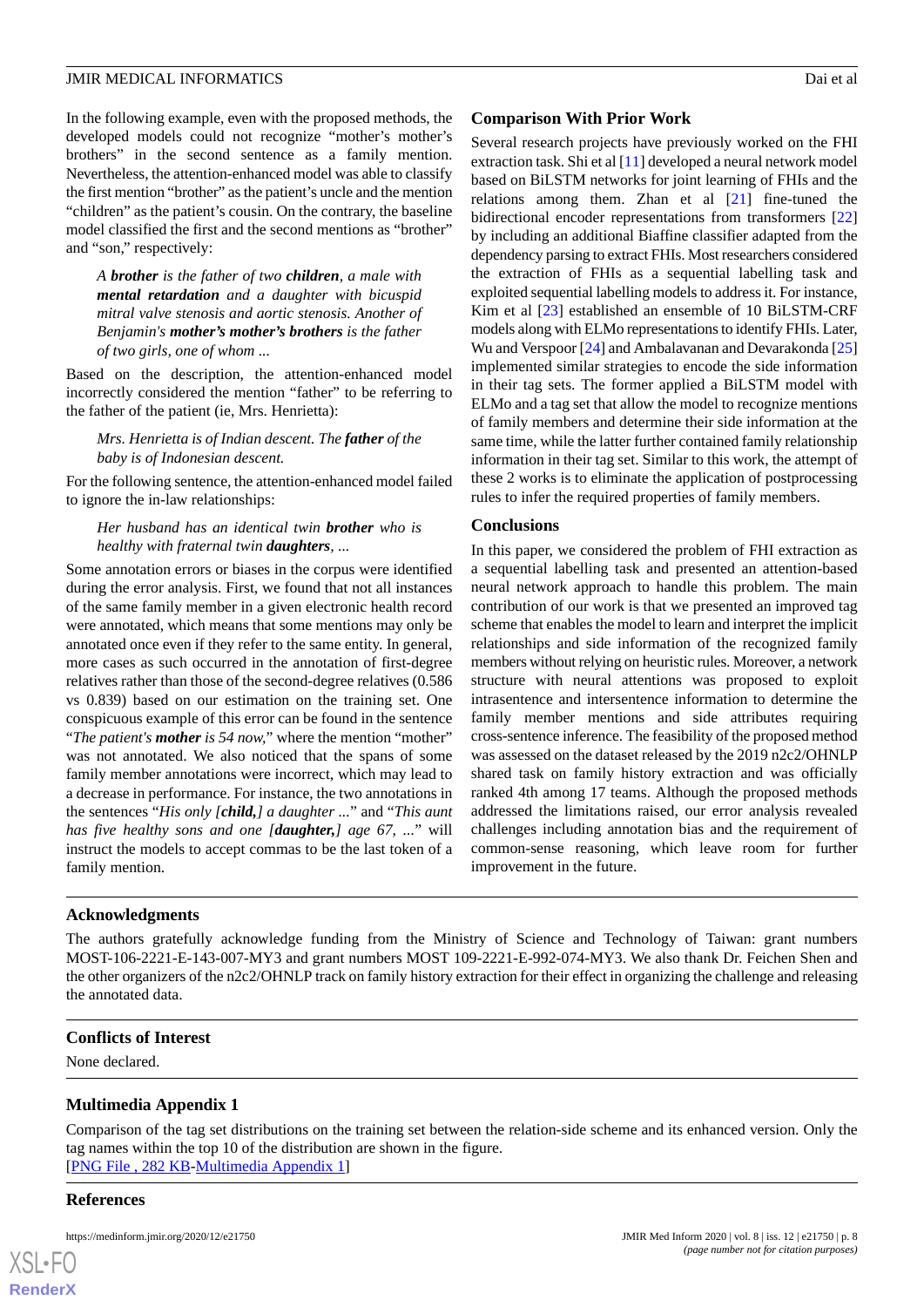In the following example, even with the proposed methods, the developed models could not recognize "mother's mother's brothers" in the second sentence as a family mention. Nevertheless, the attention-enhanced model was able to classify the first mention "brother" as the patient's uncle and the mention "children" as the patient's cousin. On the contrary, the baseline model classified the first and the second mentions as "brother" and "son," respectively:

> *A **brother** is the father of two **children**, a male with **mental retardation** and a daughter with bicuspid mitral valve stenosis and aortic stenosis. Another of Benjamin's **mother's mother's brothers** is the father of two girls, one of whom ...*

Based on the description, the attention-enhanced model incorrectly considered the mention "father" to be referring to the father of the patient (ie, Mrs. Henrietta):

> *Mrs. Henrietta is of Indian descent. The **father** of the baby is of Indonesian descent.*

For the following sentence, the attention-enhanced model failed to ignore the in-law relationships:

> *Her husband has an identical twin **brother** who is healthy with fraternal twin **daughters**, ...*

Some annotation errors or biases in the corpus were identified during the error analysis. First, we found that not all instances of the same family member in a given electronic health record were annotated, which means that some mentions may only be annotated once even if they refer to the same entity. In general, more cases as such occurred in the annotation of first-degree relatives rather than those of the second-degree relatives (0.586 vs 0.839) based on our estimation on the training set. One conspicuous example of this error can be found in the sentence "*The patient's **mother** is 54 now,*" where the mention "mother" was not annotated. We also noticed that the spans of some family member annotations were incorrect, which may lead to a decrease in performance. For instance, the two annotations in the sentences "*His only [**child,**] a daughter ...*" and "*This aunt has five healthy sons and one [**daughter,**] age 67, ...*" will instruct the models to accept commas to be the last token of a family mention.

## Comparison With Prior Work

Several research projects have previously worked on the FHI extraction task. Shi et al [11] developed a neural network model based on BiLSTM networks for joint learning of FHIs and the relations among them. Zhan et al [21] fine-tuned the bidirectional encoder representations from transformers [22] by including an additional Biaffine classifier adapted from the dependency parsing to extract FHIs. Most researchers considered the extraction of FHIs as a sequential labelling task and exploited sequential labelling models to address it. For instance, Kim et al [23] established an ensemble of 10 BiLSTM-CRF models along with ELMo representations to identify FHIs. Later, Wu and Verspoor [24] and Ambalavanan and Devarakonda [25] implemented similar strategies to encode the side information in their tag sets. The former applied a BiLSTM model with ELMo and a tag set that allow the model to recognize mentions of family members and determine their side information at the same time, while the latter further contained family relationship information in their tag set. Similar to this work, the attempt of these 2 works is to eliminate the application of postprocessing rules to infer the required properties of family members.

## Conclusions

In this paper, we considered the problem of FHI extraction as a sequential labelling task and presented an attention-based neural network approach to handle this problem. The main contribution of our work is that we presented an improved tag scheme that enables the model to learn and interpret the implicit relationships and side information of the recognized family members without relying on heuristic rules. Moreover, a network structure with neural attentions was proposed to exploit intrasentence and intersentence information to determine the family member mentions and side attributes requiring cross-sentence inference. The feasibility of the proposed method was assessed on the dataset released by the 2019 n2c2/OHNLP shared task on family history extraction and was officially ranked 4th among 17 teams. Although the proposed methods addressed the limitations raised, our error analysis revealed challenges including annotation bias and the requirement of common-sense reasoning, which leave room for further improvement in the future.

## Acknowledgments

The authors gratefully acknowledge funding from the Ministry of Science and Technology of Taiwan: grant numbers MOST-106-2221-E-143-007-MY3 and grant numbers MOST 109-2221-E-992-074-MY3. We also thank Dr. Feichen Shen and the other organizers of the n2c2/OHNLP track on family history extraction for their effect in organizing the challenge and releasing the annotated data.

## Conflicts of Interest

None declared.

## Multimedia Appendix 1

Comparison of the tag set distributions on the training set between the relation-side scheme and its enhanced version. Only the tag names within the top 10 of the distribution are shown in the figure.
[PNG File , 282 KB-Multimedia Appendix 1]

## References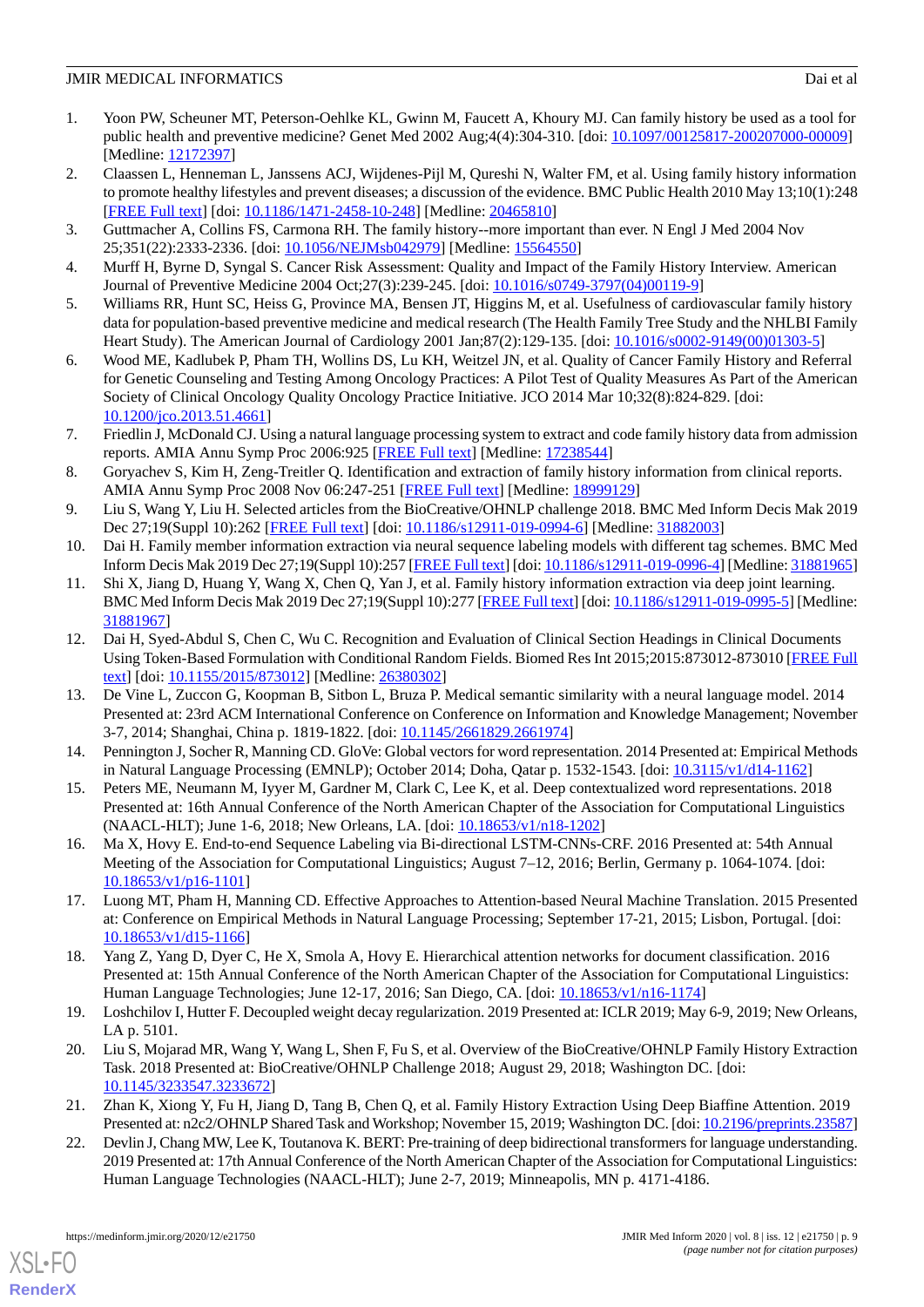1. Yoon PW, Scheuner MT, Peterson-Oehlke KL, Gwinn M, Faucett A, Khoury MJ. Can family history be used as a tool for public health and preventive medicine? Genet Med 2002 Aug;4(4):304-310. [doi: 10.1097/00125817-200207000-00009] [Medline: 12172397]
2. Claassen L, Henneman L, Janssens ACJ, Wijdenes-Pijl M, Qureshi N, Walter FM, et al. Using family history information to promote healthy lifestyles and prevent diseases; a discussion of the evidence. BMC Public Health 2010 May 13;10(1):248 [FREE Full text] [doi: 10.1186/1471-2458-10-248] [Medline: 20465810]
3. Guttmacher A, Collins FS, Carmona RH. The family history--more important than ever. N Engl J Med 2004 Nov 25;351(22):2333-2336. [doi: 10.1056/NEJMsb042979] [Medline: 15564550]
4. Murff H, Byrne D, Syngal S. Cancer Risk Assessment: Quality and Impact of the Family History Interview. American Journal of Preventive Medicine 2004 Oct;27(3):239-245. [doi: 10.1016/s0749-3797(04)00119-9]
5. Williams RR, Hunt SC, Heiss G, Province MA, Bensen JT, Higgins M, et al. Usefulness of cardiovascular family history data for population-based preventive medicine and medical research (The Health Family Tree Study and the NHLBI Family Heart Study). The American Journal of Cardiology 2001 Jan;87(2):129-135. [doi: 10.1016/s0002-9149(00)01303-5]
6. Wood ME, Kadlubek P, Pham TH, Wollins DS, Lu KH, Weitzel JN, et al. Quality of Cancer Family History and Referral for Genetic Counseling and Testing Among Oncology Practices: A Pilot Test of Quality Measures As Part of the American Society of Clinical Oncology Quality Oncology Practice Initiative. JCO 2014 Mar 10;32(8):824-829. [doi: 10.1200/jco.2013.51.4661]
7. Friedlin J, McDonald CJ. Using a natural language processing system to extract and code family history data from admission reports. AMIA Annu Symp Proc 2006:925 [FREE Full text] [Medline: 17238544]
8. Goryachev S, Kim H, Zeng-Treitler Q. Identification and extraction of family history information from clinical reports. AMIA Annu Symp Proc 2008 Nov 06:247-251 [FREE Full text] [Medline: 18999129]
9. Liu S, Wang Y, Liu H. Selected articles from the BioCreative/OHNLP challenge 2018. BMC Med Inform Decis Mak 2019 Dec 27;19(Suppl 10):262 [FREE Full text] [doi: 10.1186/s12911-019-0994-6] [Medline: 31882003]
10. Dai H. Family member information extraction via neural sequence labeling models with different tag schemes. BMC Med Inform Decis Mak 2019 Dec 27;19(Suppl 10):257 [FREE Full text] [doi: 10.1186/s12911-019-0996-4] [Medline: 31881965]
11. Shi X, Jiang D, Huang Y, Wang X, Chen Q, Yan J, et al. Family history information extraction via deep joint learning. BMC Med Inform Decis Mak 2019 Dec 27;19(Suppl 10):277 [FREE Full text] [doi: 10.1186/s12911-019-0995-5] [Medline: 31881967]
12. Dai H, Syed-Abdul S, Chen C, Wu C. Recognition and Evaluation of Clinical Section Headings in Clinical Documents Using Token-Based Formulation with Conditional Random Fields. Biomed Res Int 2015;2015:873012-873010 [FREE Full text] [doi: 10.1155/2015/873012] [Medline: 26380302]
13. De Vine L, Zuccon G, Koopman B, Sitbon L, Bruza P. Medical semantic similarity with a neural language model. 2014 Presented at: 23rd ACM International Conference on Conference on Information and Knowledge Management; November 3-7, 2014; Shanghai, China p. 1819-1822. [doi: 10.1145/2661829.2661974]
14. Pennington J, Socher R, Manning CD. GloVe: Global vectors for word representation. 2014 Presented at: Empirical Methods in Natural Language Processing (EMNLP); October 2014; Doha, Qatar p. 1532-1543. [doi: 10.3115/v1/d14-1162]
15. Peters ME, Neumann M, Iyyer M, Gardner M, Clark C, Lee K, et al. Deep contextualized word representations. 2018 Presented at: 16th Annual Conference of the North American Chapter of the Association for Computational Linguistics (NAACL-HLT); June 1-6, 2018; New Orleans, LA. [doi: 10.18653/v1/n18-1202]
16. Ma X, Hovy E. End-to-end Sequence Labeling via Bi-directional LSTM-CNNs-CRF. 2016 Presented at: 54th Annual Meeting of the Association for Computational Linguistics; August 7–12, 2016; Berlin, Germany p. 1064-1074. [doi: 10.18653/v1/p16-1101]
17. Luong MT, Pham H, Manning CD. Effective Approaches to Attention-based Neural Machine Translation. 2015 Presented at: Conference on Empirical Methods in Natural Language Processing; September 17-21, 2015; Lisbon, Portugal. [doi: 10.18653/v1/d15-1166]
18. Yang Z, Yang D, Dyer C, He X, Smola A, Hovy E. Hierarchical attention networks for document classification. 2016 Presented at: 15th Annual Conference of the North American Chapter of the Association for Computational Linguistics: Human Language Technologies; June 12-17, 2016; San Diego, CA. [doi: 10.18653/v1/n16-1174]
19. Loshchilov I, Hutter F. Decoupled weight decay regularization. 2019 Presented at: ICLR 2019; May 6-9, 2019; New Orleans, LA p. 5101.
20. Liu S, Mojarad MR, Wang Y, Wang L, Shen F, Fu S, et al. Overview of the BioCreative/OHNLP Family History Extraction Task. 2018 Presented at: BioCreative/OHNLP Challenge 2018; August 29, 2018; Washington DC. [doi: 10.1145/3233547.3233672]
21. Zhan K, Xiong Y, Fu H, Jiang D, Tang B, Chen Q, et al. Family History Extraction Using Deep Biaffine Attention. 2019 Presented at: n2c2/OHNLP Shared Task and Workshop; November 15, 2019; Washington DC. [doi: 10.2196/preprints.23587]
22. Devlin J, Chang MW, Lee K, Toutanova K. BERT: Pre-training of deep bidirectional transformers for language understanding. 2019 Presented at: 17th Annual Conference of the North American Chapter of the Association for Computational Linguistics: Human Language Technologies (NAACL-HLT); June 2-7, 2019; Minneapolis, MN p. 4171-4186.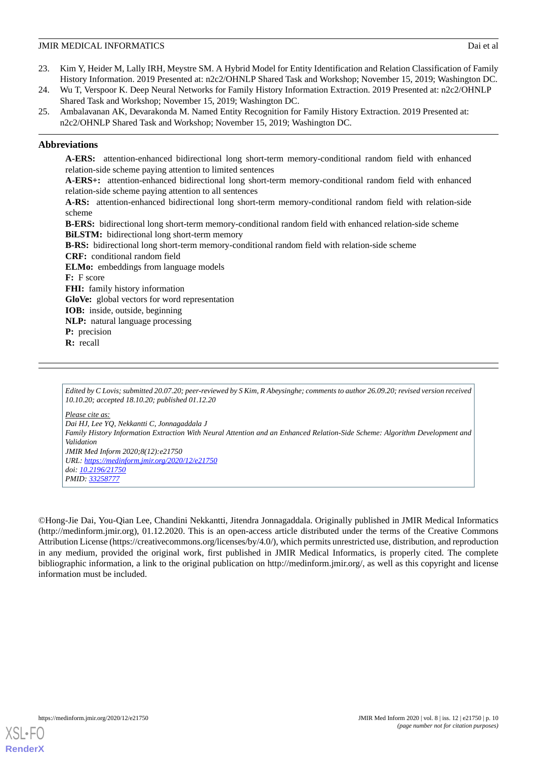23. Kim Y, Heider M, Lally IRH, Meystre SM. A Hybrid Model for Entity Identification and Relation Classification of Family History Information. 2019 Presented at: n2c2/OHNLP Shared Task and Workshop; November 15, 2019; Washington DC.
24. Wu T, Verspoor K. Deep Neural Networks for Family History Information Extraction. 2019 Presented at: n2c2/OHNLP Shared Task and Workshop; November 15, 2019; Washington DC.
25. Ambalavanan AK, Devarakonda M. Named Entity Recognition for Family History Extraction. 2019 Presented at: n2c2/OHNLP Shared Task and Workshop; November 15, 2019; Washington DC.

## Abbreviations

**A-ERS:** attention-enhanced bidirectional long short-term memory-conditional random field with enhanced relation-side scheme paying attention to limited sentences
**A-ERS+:** attention-enhanced bidirectional long short-term memory-conditional random field with enhanced relation-side scheme paying attention to all sentences
**A-RS:** attention-enhanced bidirectional long short-term memory-conditional random field with relation-side scheme
**B-ERS:** bidirectional long short-term memory-conditional random field with enhanced relation-side scheme
**BiLSTM:** bidirectional long short-term memory
**B-RS:** bidirectional long short-term memory-conditional random field with relation-side scheme
**CRF:** conditional random field
**ELMo:** embeddings from language models
**F:** F score
**FHI:** family history information
**GloVe:** global vectors for word representation
**IOB:** inside, outside, beginning
**NLP:** natural language processing
**P:** precision
**R:** recall

*Edited by C Lovis; submitted 20.07.20; peer-reviewed by S Kim, R Abeysinghe; comments to author 26.09.20; revised version received 10.10.20; accepted 18.10.20; published 01.12.20*

*Please cite as:*
*Dai HJ, Lee YQ, Nekkantti C, Jonnagaddala J*
*Family History Information Extraction With Neural Attention and an Enhanced Relation-Side Scheme: Algorithm Development and Validation*
*JMIR Med Inform 2020;8(12):e21750*
*URL: https://medinform.jmir.org/2020/12/e21750*
*doi: 10.2196/21750*
*PMID: 33258777*

©Hong-Jie Dai, You-Qian Lee, Chandini Nekkantti, Jitendra Jonnagaddala. Originally published in JMIR Medical Informatics (http://medinform.jmir.org), 01.12.2020. This is an open-access article distributed under the terms of the Creative Commons Attribution License (https://creativecommons.org/licenses/by/4.0/), which permits unrestricted use, distribution, and reproduction in any medium, provided the original work, first published in JMIR Medical Informatics, is properly cited. The complete bibliographic information, a link to the original publication on http://medinform.jmir.org/, as well as this copyright and license information must be included.